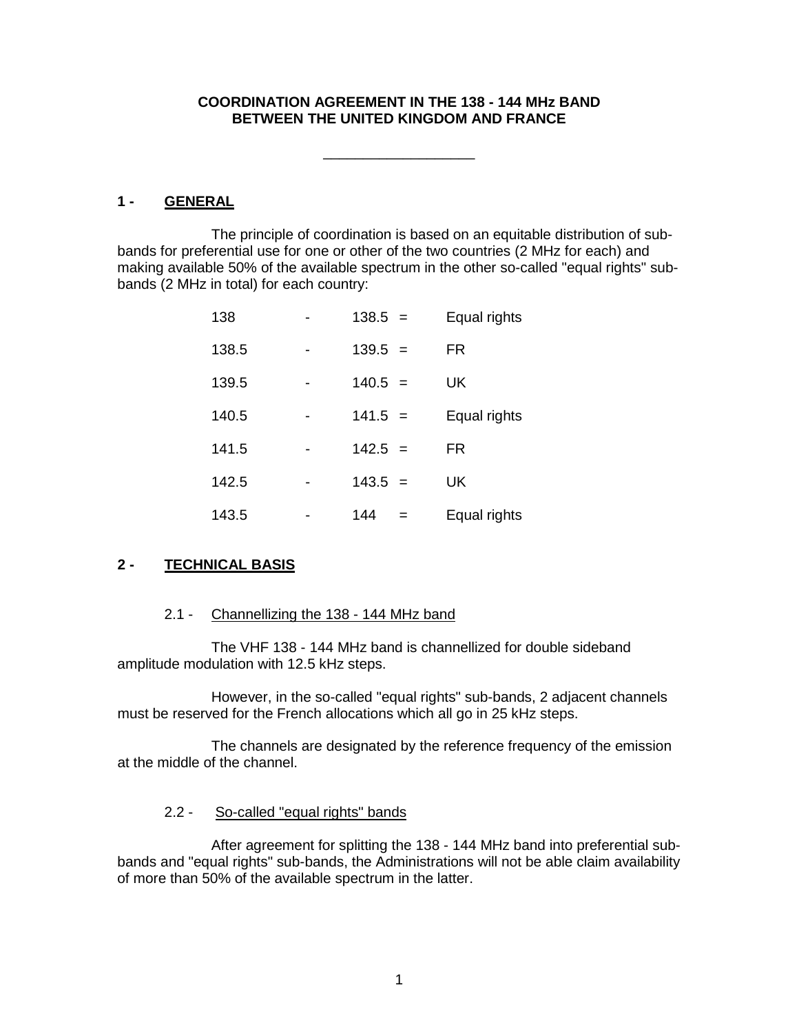**COORDINATION AGREEMENT IN THE 138 - 144 MHz BAND**
**BETWEEN THE UNITED KINGDOM AND FRANCE**

---

## 1 - GENERAL

The principle of coordination is based on an equitable distribution of sub-bands for preferential use for one or other of the two countries (2 MHz for each) and making available 50% of the available spectrum in the other so-called "equal rights" sub-bands (2 MHz in total) for each country:

| | | | | |
|---|---|---|---|---|
| 138 | - | 138.5 | = | Equal rights |
| 138.5 | - | 139.5 | = | FR |
| 139.5 | - | 140.5 | = | UK |
| 140.5 | - | 141.5 | = | Equal rights |
| 141.5 | - | 142.5 | = | FR |
| 142.5 | - | 143.5 | = | UK |
| 143.5 | - | 144 | = | Equal rights |

## 2 - TECHNICAL BASIS

### 2.1 - Channellizing the 138 - 144 MHz band

The VHF 138 - 144 MHz band is channellized for double sideband amplitude modulation with 12.5 kHz steps.

However, in the so-called "equal rights" sub-bands, 2 adjacent channels must be reserved for the French allocations which all go in 25 kHz steps.

The channels are designated by the reference frequency of the emission at the middle of the channel.

### 2.2 - So-called "equal rights" bands

After agreement for splitting the 138 - 144 MHz band into preferential sub-bands and "equal rights" sub-bands, the Administrations will not be able claim availability of more than 50% of the available spectrum in the latter.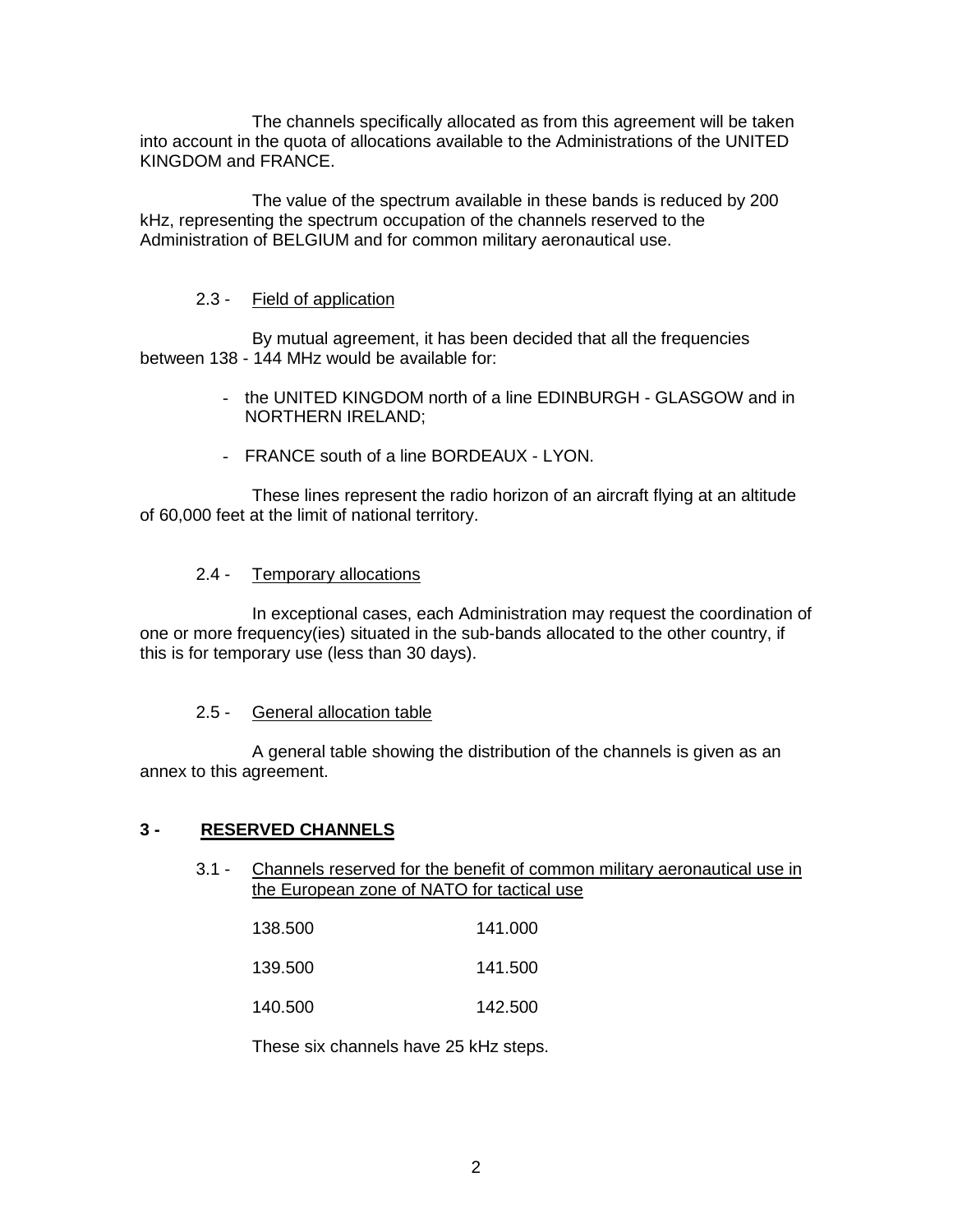The channels specifically allocated as from this agreement will be taken into account in the quota of allocations available to the Administrations of the UNITED KINGDOM and FRANCE.

The value of the spectrum available in these bands is reduced by 200 kHz, representing the spectrum occupation of the channels reserved to the Administration of BELGIUM and for common military aeronautical use.

### 2.3 - Field of application

By mutual agreement, it has been decided that all the frequencies between 138 - 144 MHz would be available for:

- the UNITED KINGDOM north of a line EDINBURGH - GLASGOW and in NORTHERN IRELAND;
- FRANCE south of a line BORDEAUX - LYON.

These lines represent the radio horizon of an aircraft flying at an altitude of 60,000 feet at the limit of national territory.

### 2.4 - Temporary allocations

In exceptional cases, each Administration may request the coordination of one or more frequency(ies) situated in the sub-bands allocated to the other country, if this is for temporary use (less than 30 days).

### 2.5 - General allocation table

A general table showing the distribution of the channels is given as an annex to this agreement.

## 3 - RESERVED CHANNELS

### 3.1 - Channels reserved for the benefit of common military aeronautical use in the European zone of NATO for tactical use

| | |
|---|---|
| 138.500 | 141.000 |
| 139.500 | 141.500 |
| 140.500 | 142.500 |

These six channels have 25 kHz steps.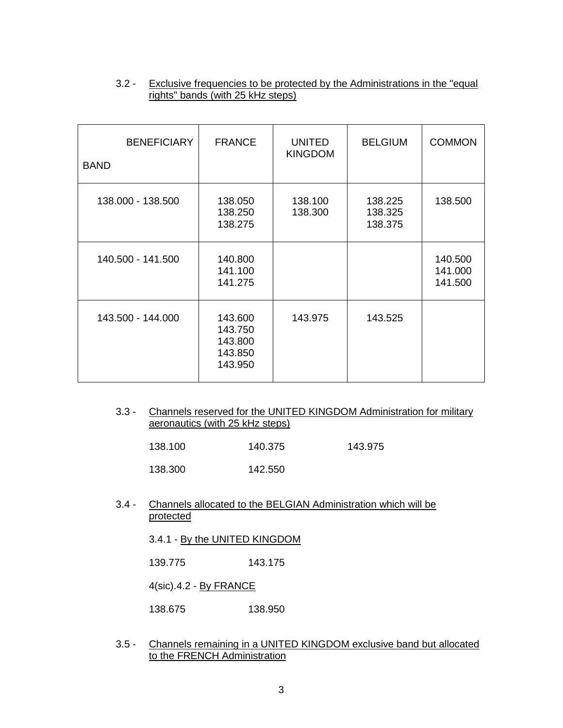3.2 - Exclusive frequencies to be protected by the Administrations in the "equal rights" bands (with 25 kHz steps)

| BENEFICIARY<br><br>BAND | FRANCE | UNITED KINGDOM | BELGIUM | COMMON |
|---|---|---|---|---|
| 138.000 - 138.500 | 138.050<br>138.250<br>138.275 | 138.100<br>138.300 | 138.225<br>138.325<br>138.375 | 138.500 |
| 140.500 - 141.500 | 140.800<br>141.100<br>141.275 | | | 140.500<br>141.000<br>141.500 |
| 143.500 - 144.000 | 143.600<br>143.750<br>143.800<br>143.850<br>143.950 | 143.975 | 143.525 | |

3.3 - Channels reserved for the UNITED KINGDOM Administration for military aeronautics (with 25 kHz steps)

138.100 140.375 143.975

138.300 142.550

3.4 - Channels allocated to the BELGIAN Administration which will be protected

3.4.1 - By the UNITED KINGDOM

139.775 143.175

4(sic).4.2 - By FRANCE

138.675 138.950

3.5 - Channels remaining in a UNITED KINGDOM exclusive band but allocated to the FRENCH Administration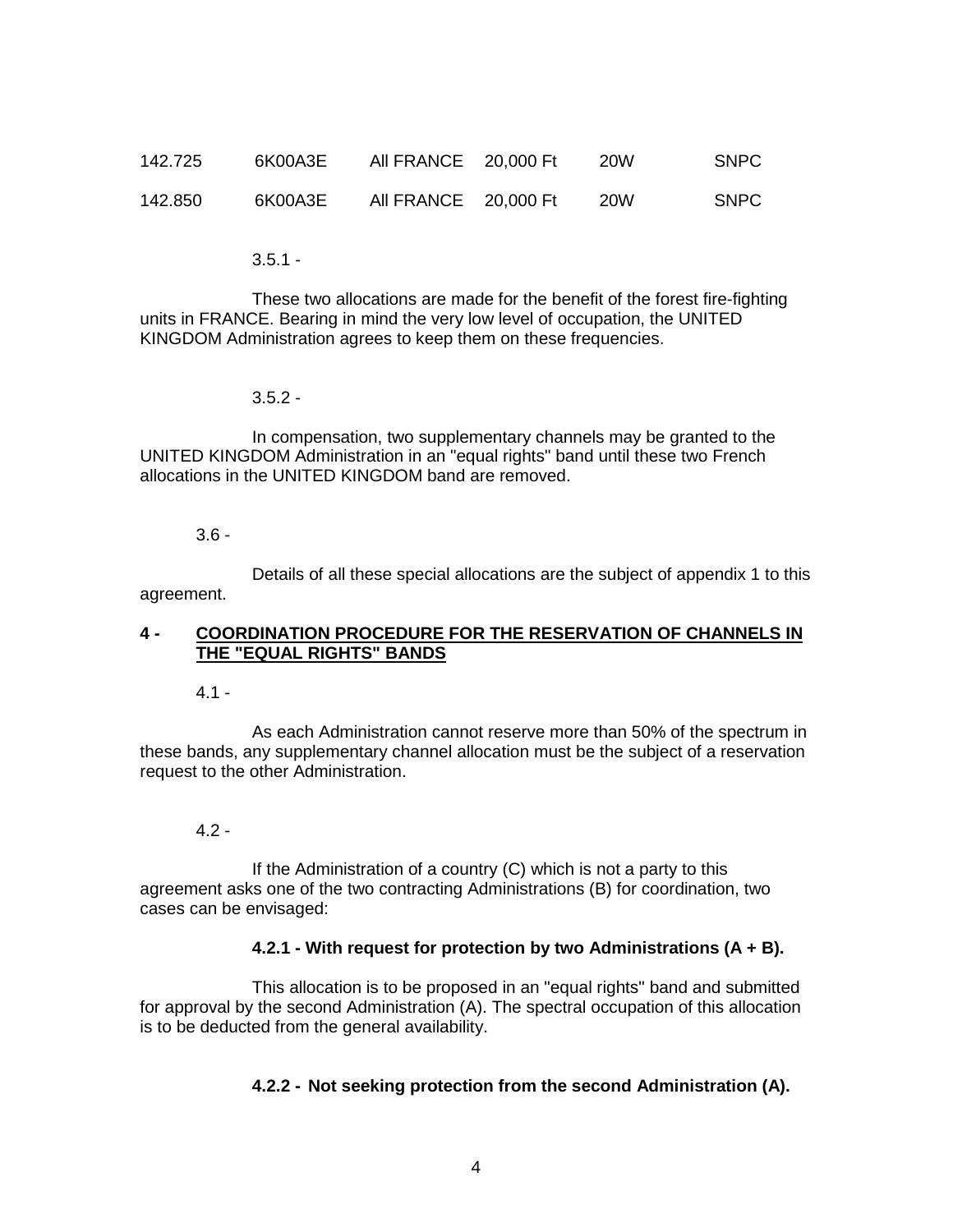| | | | | | |
|---|---|---|---|---|---|
| 142.725 | 6K00A3E | All FRANCE | 20,000 Ft | 20W | SNPC |
| 142.850 | 6K00A3E | All FRANCE | 20,000 Ft | 20W | SNPC |

3.5.1 -

These two allocations are made for the benefit of the forest fire-fighting units in FRANCE. Bearing in mind the very low level of occupation, the UNITED KINGDOM Administration agrees to keep them on these frequencies.

3.5.2 -

In compensation, two supplementary channels may be granted to the UNITED KINGDOM Administration in an "equal rights" band until these two French allocations in the UNITED KINGDOM band are removed.

3.6 -

Details of all these special allocations are the subject of appendix 1 to this agreement.

## 4 - COORDINATION PROCEDURE FOR THE RESERVATION OF CHANNELS IN THE "EQUAL RIGHTS" BANDS

4.1 -

As each Administration cannot reserve more than 50% of the spectrum in these bands, any supplementary channel allocation must be the subject of a reservation request to the other Administration.

4.2 -

If the Administration of a country (C) which is not a party to this agreement asks one of the two contracting Administrations (B) for coordination, two cases can be envisaged:

**4.2.1 - With request for protection by two Administrations (A + B).**

This allocation is to be proposed in an "equal rights" band and submitted for approval by the second Administration (A). The spectral occupation of this allocation is to be deducted from the general availability.

**4.2.2 - Not seeking protection from the second Administration (A).**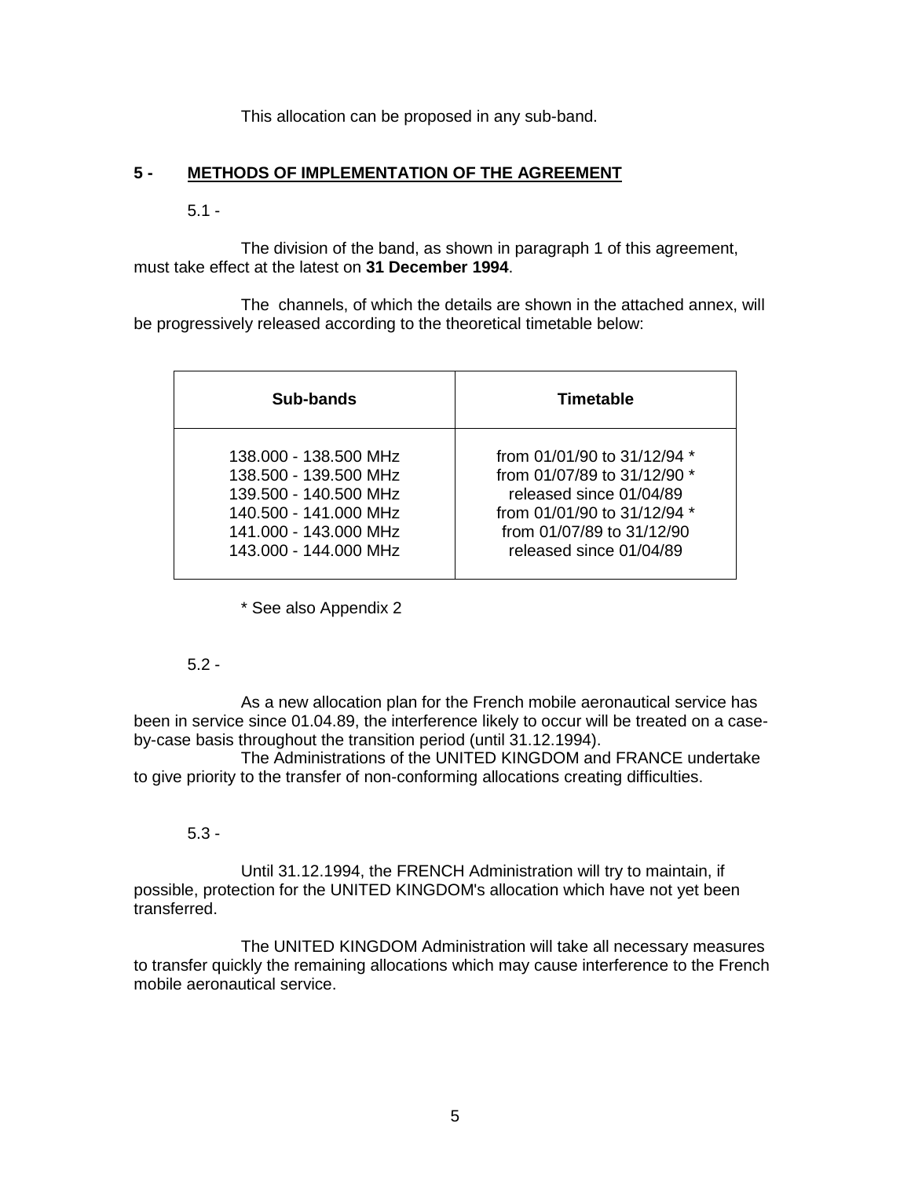This allocation can be proposed in any sub-band.

## 5 - METHODS OF IMPLEMENTATION OF THE AGREEMENT

5.1 -

The division of the band, as shown in paragraph 1 of this agreement, must take effect at the latest on **31 December 1994**.

The channels, of which the details are shown in the attached annex, will be progressively released according to the theoretical timetable below:

| Sub-bands | Timetable |
|---|---|
| 138.000 - 138.500 MHz | from 01/01/90 to 31/12/94 * |
| 138.500 - 139.500 MHz | from 01/07/89 to 31/12/90 * |
| 139.500 - 140.500 MHz | released since 01/04/89 |
| 140.500 - 141.000 MHz | from 01/01/90 to 31/12/94 * |
| 141.000 - 143.000 MHz | from 01/07/89 to 31/12/90 |
| 143.000 - 144.000 MHz | released since 01/04/89 |

\* See also Appendix 2

5.2 -

As a new allocation plan for the French mobile aeronautical service has been in service since 01.04.89, the interference likely to occur will be treated on a case-by-case basis throughout the transition period (until 31.12.1994).

The Administrations of the UNITED KINGDOM and FRANCE undertake to give priority to the transfer of non-conforming allocations creating difficulties.

5.3 -

Until 31.12.1994, the FRENCH Administration will try to maintain, if possible, protection for the UNITED KINGDOM's allocation which have not yet been transferred.

The UNITED KINGDOM Administration will take all necessary measures to transfer quickly the remaining allocations which may cause interference to the French mobile aeronautical service.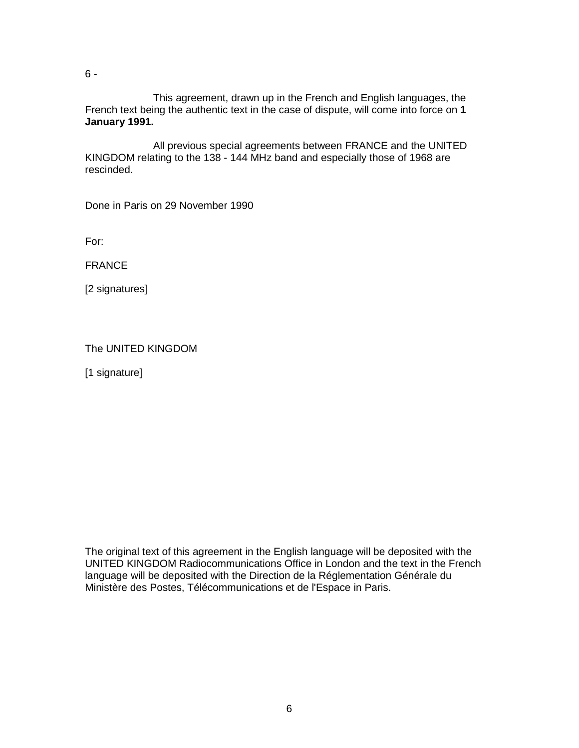6 -

This agreement, drawn up in the French and English languages, the French text being the authentic text in the case of dispute, will come into force on **1 January 1991.**

All previous special agreements between FRANCE and the UNITED KINGDOM relating to the 138 - 144 MHz band and especially those of 1968 are rescinded.

Done in Paris on 29 November 1990

For:

FRANCE

[2 signatures]

The UNITED KINGDOM

[1 signature]

The original text of this agreement in the English language will be deposited with the UNITED KINGDOM Radiocommunications Office in London and the text in the French language will be deposited with the Direction de la Réglementation Générale du Ministère des Postes, Télécommunications et de l'Espace in Paris.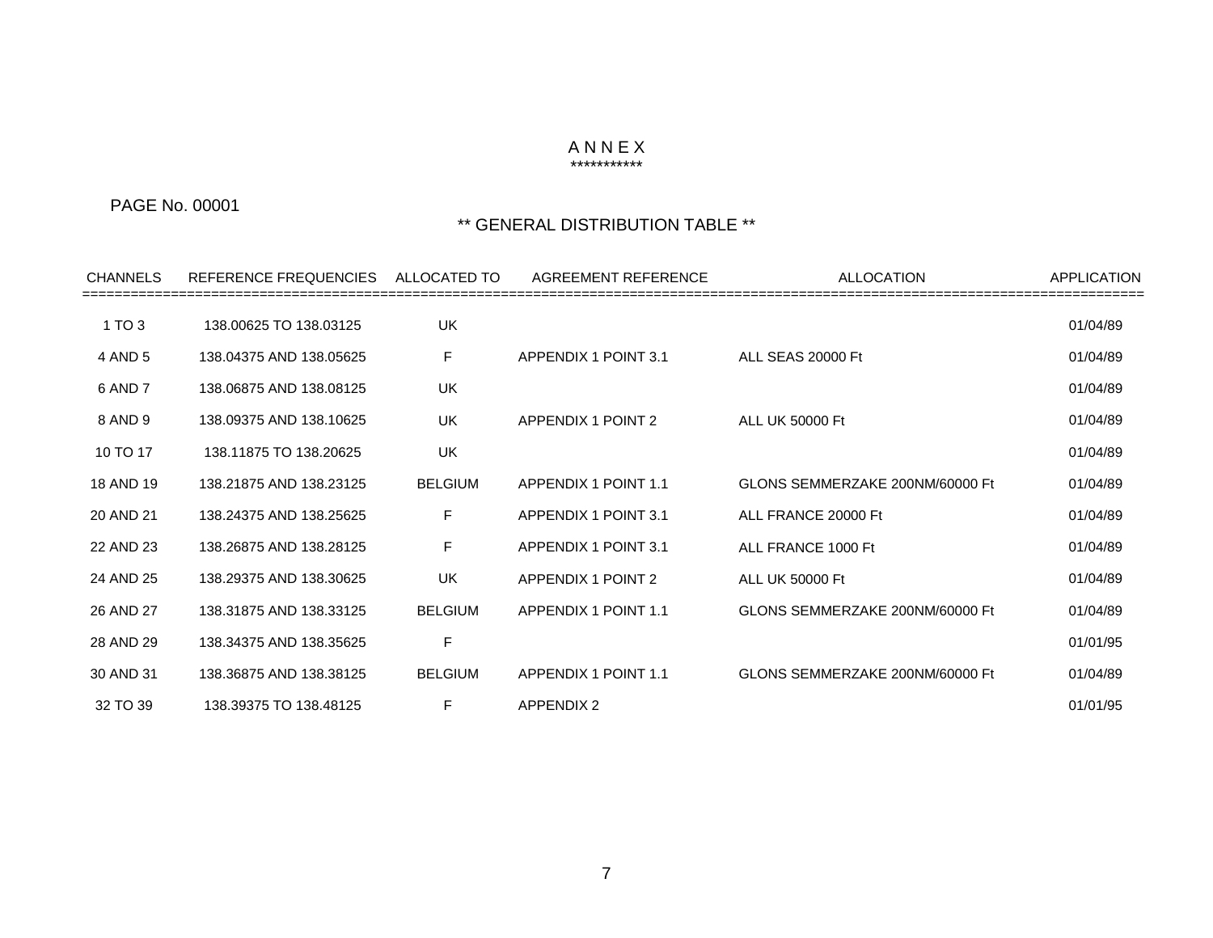# A N N E X

\*\*\*\*\*\*\*\*\*\*\*

PAGE No. 00001

## \*\* GENERAL DISTRIBUTION TABLE \*\*

| CHANNELS | REFERENCE FREQUENCIES | ALLOCATED TO | AGREEMENT REFERENCE | ALLOCATION | APPLICATION |
|---|---|---|---|---|---|
| 1 TO 3 | 138.00625 TO 138.03125 | UK | | | 01/04/89 |
| 4 AND 5 | 138.04375 AND 138.05625 | F | APPENDIX 1 POINT 3.1 | ALL SEAS 20000 Ft | 01/04/89 |
| 6 AND 7 | 138.06875 AND 138.08125 | UK | | | 01/04/89 |
| 8 AND 9 | 138.09375 AND 138.10625 | UK | APPENDIX 1 POINT 2 | ALL UK 50000 Ft | 01/04/89 |
| 10 TO 17 | 138.11875 TO 138.20625 | UK | | | 01/04/89 |
| 18 AND 19 | 138.21875 AND 138.23125 | BELGIUM | APPENDIX 1 POINT 1.1 | GLONS SEMMERZAKE 200NM/60000 Ft | 01/04/89 |
| 20 AND 21 | 138.24375 AND 138.25625 | F | APPENDIX 1 POINT 3.1 | ALL FRANCE 20000 Ft | 01/04/89 |
| 22 AND 23 | 138.26875 AND 138.28125 | F | APPENDIX 1 POINT 3.1 | ALL FRANCE 1000 Ft | 01/04/89 |
| 24 AND 25 | 138.29375 AND 138.30625 | UK | APPENDIX 1 POINT 2 | ALL UK 50000 Ft | 01/04/89 |
| 26 AND 27 | 138.31875 AND 138.33125 | BELGIUM | APPENDIX 1 POINT 1.1 | GLONS SEMMERZAKE 200NM/60000 Ft | 01/04/89 |
| 28 AND 29 | 138.34375 AND 138.35625 | F | | | 01/01/95 |
| 30 AND 31 | 138.36875 AND 138.38125 | BELGIUM | APPENDIX 1 POINT 1.1 | GLONS SEMMERZAKE 200NM/60000 Ft | 01/04/89 |
| 32 TO 39 | 138.39375 TO 138.48125 | F | APPENDIX 2 | | 01/01/95 |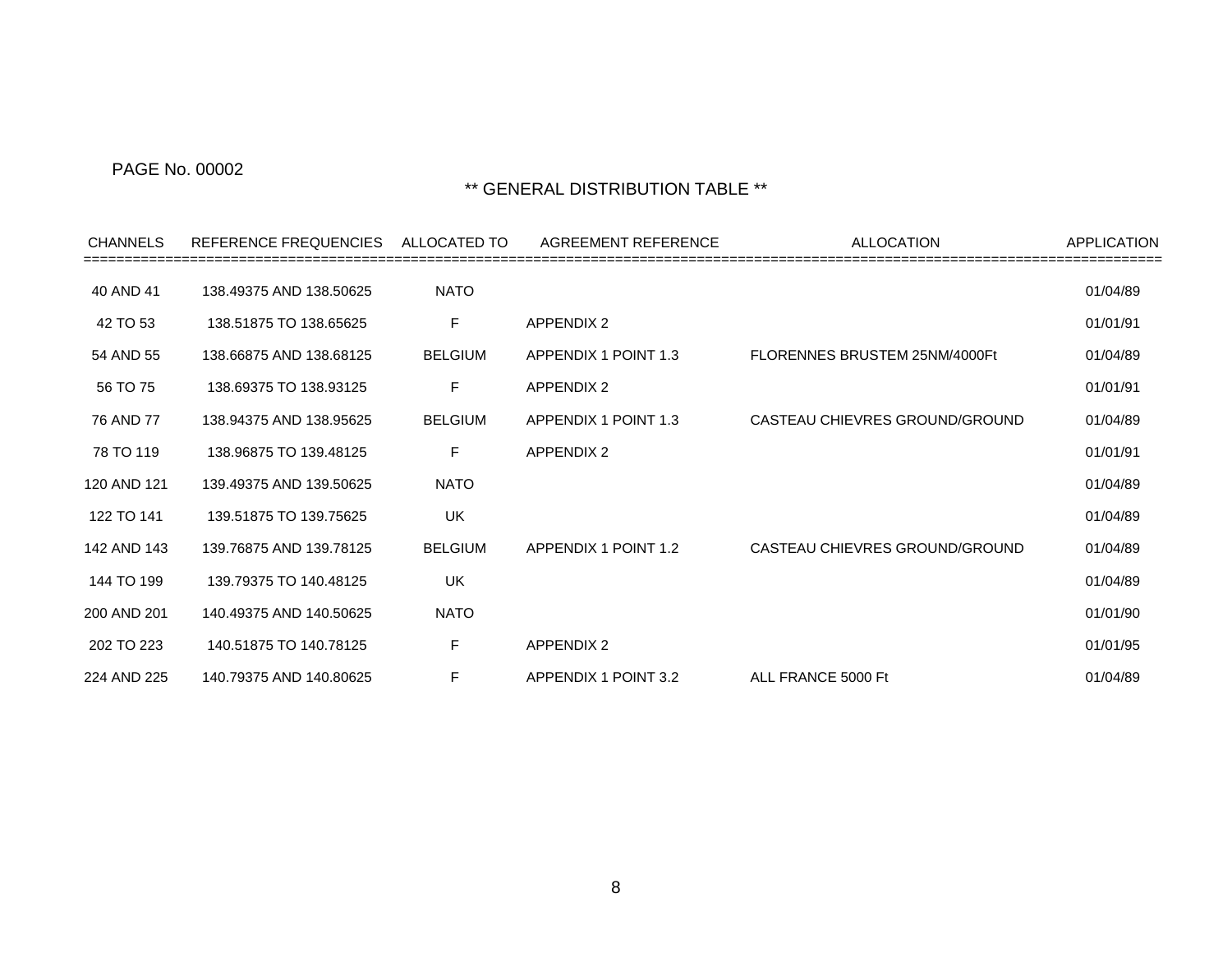PAGE No. 00002

## ** GENERAL DISTRIBUTION TABLE **

| CHANNELS | REFERENCE FREQUENCIES | ALLOCATED TO | AGREEMENT REFERENCE | ALLOCATION | APPLICATION |
|---|---|---|---|---|---|
| 40 AND 41 | 138.49375 AND 138.50625 | NATO | | | 01/04/89 |
| 42 TO 53 | 138.51875 TO 138.65625 | F | APPENDIX 2 | | 01/01/91 |
| 54 AND 55 | 138.66875 AND 138.68125 | BELGIUM | APPENDIX 1 POINT 1.3 | FLORENNES BRUSTEM 25NM/4000Ft | 01/04/89 |
| 56 TO 75 | 138.69375 TO 138.93125 | F | APPENDIX 2 | | 01/01/91 |
| 76 AND 77 | 138.94375 AND 138.95625 | BELGIUM | APPENDIX 1 POINT 1.3 | CASTEAU CHIEVRES GROUND/GROUND | 01/04/89 |
| 78 TO 119 | 138.96875 TO 139.48125 | F | APPENDIX 2 | | 01/01/91 |
| 120 AND 121 | 139.49375 AND 139.50625 | NATO | | | 01/04/89 |
| 122 TO 141 | 139.51875 TO 139.75625 | UK | | | 01/04/89 |
| 142 AND 143 | 139.76875 AND 139.78125 | BELGIUM | APPENDIX 1 POINT 1.2 | CASTEAU CHIEVRES GROUND/GROUND | 01/04/89 |
| 144 TO 199 | 139.79375 TO 140.48125 | UK | | | 01/04/89 |
| 200 AND 201 | 140.49375 AND 140.50625 | NATO | | | 01/01/90 |
| 202 TO 223 | 140.51875 TO 140.78125 | F | APPENDIX 2 | | 01/01/95 |
| 224 AND 225 | 140.79375 AND 140.80625 | F | APPENDIX 1 POINT 3.2 | ALL FRANCE 5000 Ft | 01/04/89 |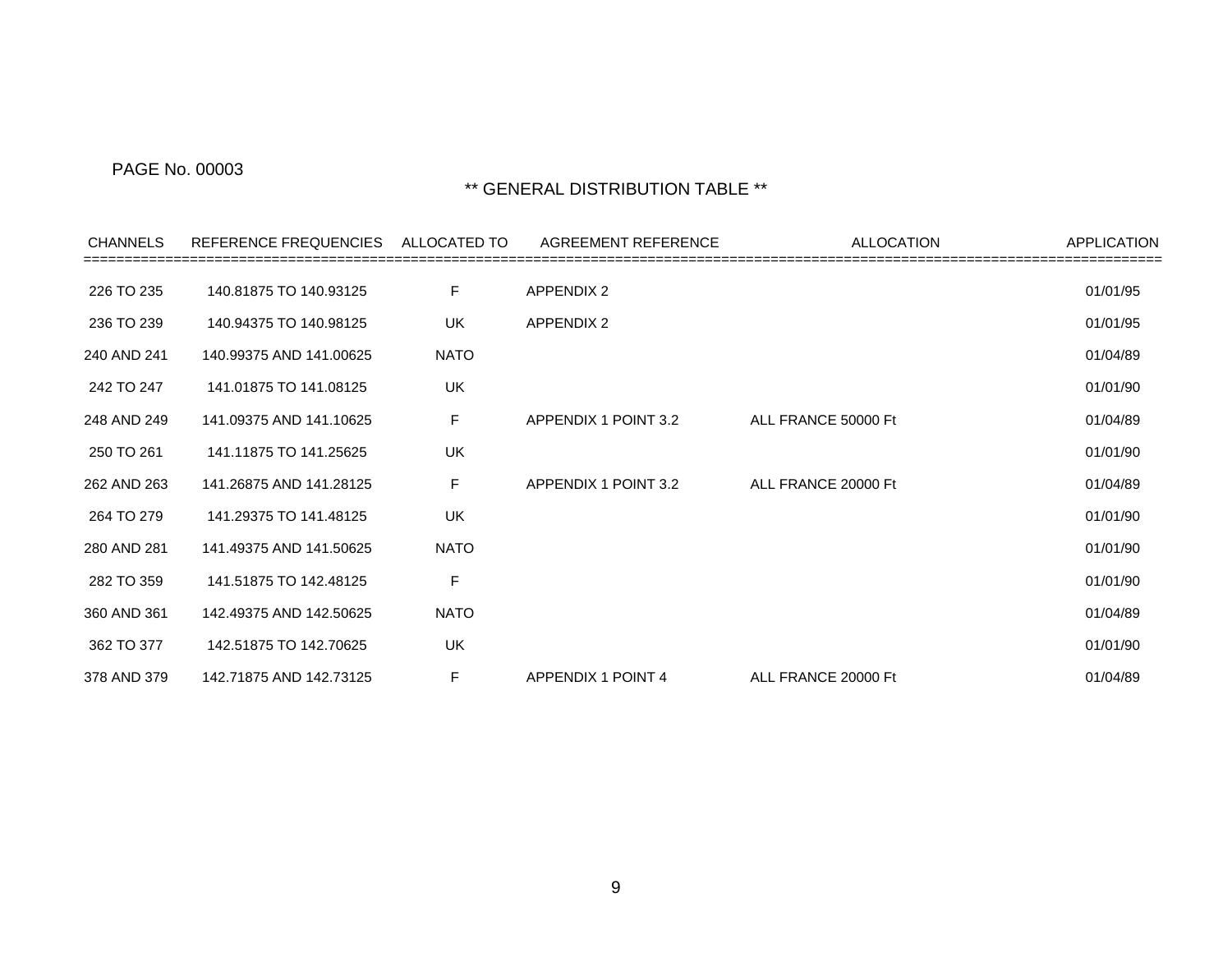PAGE No. 00003

## ** GENERAL DISTRIBUTION TABLE **

| CHANNELS | REFERENCE FREQUENCIES | ALLOCATED TO | AGREEMENT REFERENCE | ALLOCATION | APPLICATION |
|---|---|---|---|---|---|
| 226 TO 235 | 140.81875 TO 140.93125 | F | APPENDIX 2 | | 01/01/95 |
| 236 TO 239 | 140.94375 TO 140.98125 | UK | APPENDIX 2 | | 01/01/95 |
| 240 AND 241 | 140.99375 AND 141.00625 | NATO | | | 01/04/89 |
| 242 TO 247 | 141.01875 TO 141.08125 | UK | | | 01/01/90 |
| 248 AND 249 | 141.09375 AND 141.10625 | F | APPENDIX 1 POINT 3.2 | ALL FRANCE 50000 Ft | 01/04/89 |
| 250 TO 261 | 141.11875 TO 141.25625 | UK | | | 01/01/90 |
| 262 AND 263 | 141.26875 AND 141.28125 | F | APPENDIX 1 POINT 3.2 | ALL FRANCE 20000 Ft | 01/04/89 |
| 264 TO 279 | 141.29375 TO 141.48125 | UK | | | 01/01/90 |
| 280 AND 281 | 141.49375 AND 141.50625 | NATO | | | 01/01/90 |
| 282 TO 359 | 141.51875 TO 142.48125 | F | | | 01/01/90 |
| 360 AND 361 | 142.49375 AND 142.50625 | NATO | | | 01/04/89 |
| 362 TO 377 | 142.51875 TO 142.70625 | UK | | | 01/01/90 |
| 378 AND 379 | 142.71875 AND 142.73125 | F | APPENDIX 1 POINT 4 | ALL FRANCE 20000 Ft | 01/04/89 |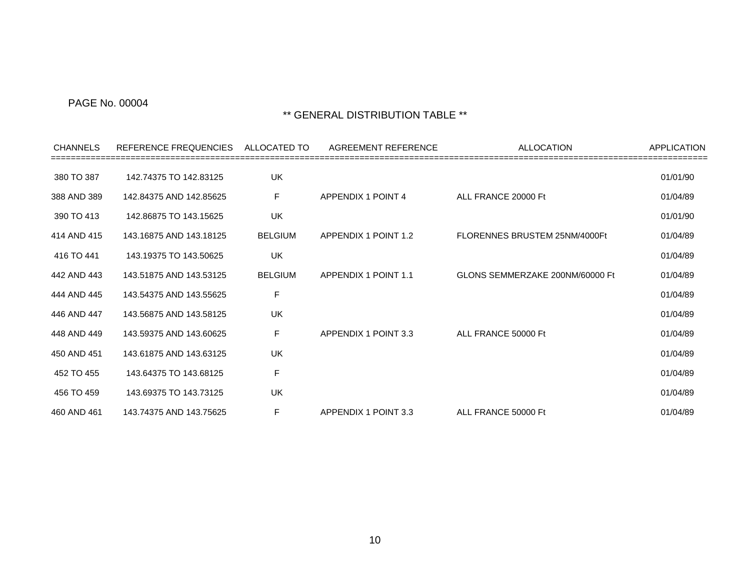PAGE No. 00004

## ** GENERAL DISTRIBUTION TABLE **

| CHANNELS | REFERENCE FREQUENCIES | ALLOCATED TO | AGREEMENT REFERENCE | ALLOCATION | APPLICATION |
|---|---|---|---|---|---|
| 380 TO 387 | 142.74375 TO 142.83125 | UK | | | 01/01/90 |
| 388 AND 389 | 142.84375 AND 142.85625 | F | APPENDIX 1 POINT 4 | ALL FRANCE 20000 Ft | 01/04/89 |
| 390 TO 413 | 142.86875 TO 143.15625 | UK | | | 01/01/90 |
| 414 AND 415 | 143.16875 AND 143.18125 | BELGIUM | APPENDIX 1 POINT 1.2 | FLORENNES BRUSTEM 25NM/4000Ft | 01/04/89 |
| 416 TO 441 | 143.19375 TO 143.50625 | UK | | | 01/04/89 |
| 442 AND 443 | 143.51875 AND 143.53125 | BELGIUM | APPENDIX 1 POINT 1.1 | GLONS SEMMERZAKE 200NM/60000 Ft | 01/04/89 |
| 444 AND 445 | 143.54375 AND 143.55625 | F | | | 01/04/89 |
| 446 AND 447 | 143.56875 AND 143.58125 | UK | | | 01/04/89 |
| 448 AND 449 | 143.59375 AND 143.60625 | F | APPENDIX 1 POINT 3.3 | ALL FRANCE 50000 Ft | 01/04/89 |
| 450 AND 451 | 143.61875 AND 143.63125 | UK | | | 01/04/89 |
| 452 TO 455 | 143.64375 TO 143.68125 | F | | | 01/04/89 |
| 456 TO 459 | 143.69375 TO 143.73125 | UK | | | 01/04/89 |
| 460 AND 461 | 143.74375 AND 143.75625 | F | APPENDIX 1 POINT 3.3 | ALL FRANCE 50000 Ft | 01/04/89 |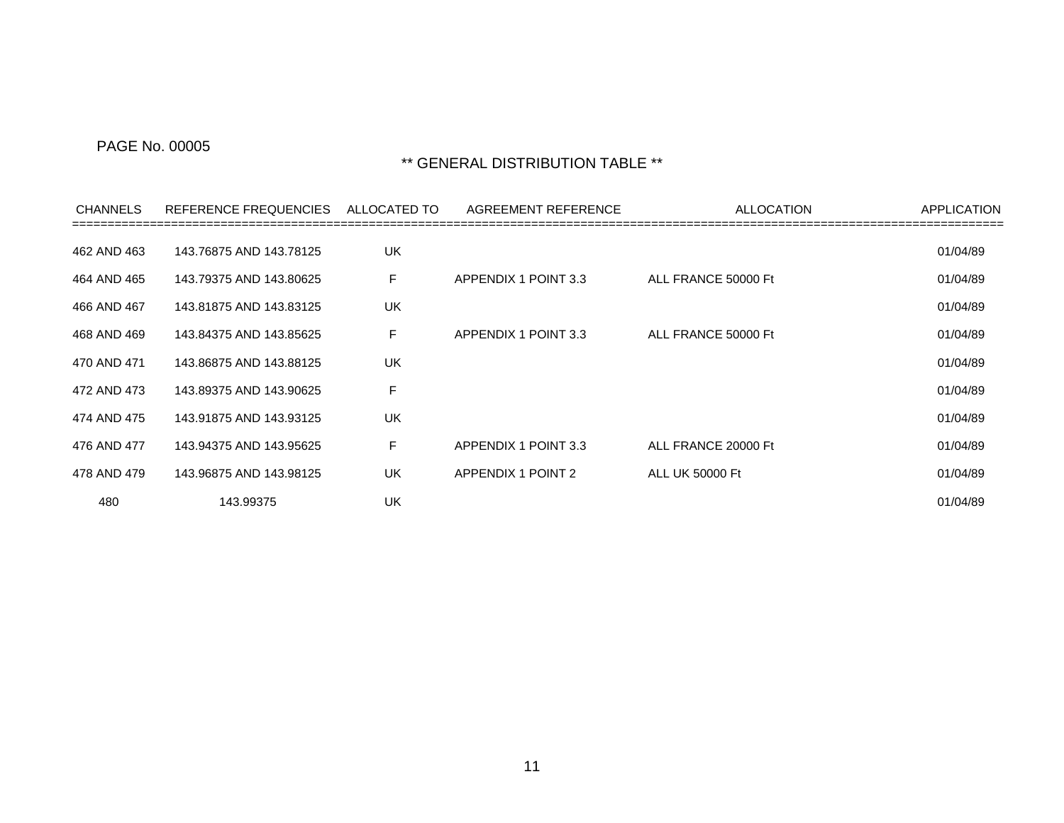PAGE No. 00005

## ** GENERAL DISTRIBUTION TABLE **

| CHANNELS | REFERENCE FREQUENCIES | ALLOCATED TO | AGREEMENT REFERENCE | ALLOCATION | APPLICATION |
|---|---|---|---|---|---|
| 462 AND 463 | 143.76875 AND 143.78125 | UK | | | 01/04/89 |
| 464 AND 465 | 143.79375 AND 143.80625 | F | APPENDIX 1 POINT 3.3 | ALL FRANCE 50000 Ft | 01/04/89 |
| 466 AND 467 | 143.81875 AND 143.83125 | UK | | | 01/04/89 |
| 468 AND 469 | 143.84375 AND 143.85625 | F | APPENDIX 1 POINT 3.3 | ALL FRANCE 50000 Ft | 01/04/89 |
| 470 AND 471 | 143.86875 AND 143.88125 | UK | | | 01/04/89 |
| 472 AND 473 | 143.89375 AND 143.90625 | F | | | 01/04/89 |
| 474 AND 475 | 143.91875 AND 143.93125 | UK | | | 01/04/89 |
| 476 AND 477 | 143.94375 AND 143.95625 | F | APPENDIX 1 POINT 3.3 | ALL FRANCE 20000 Ft | 01/04/89 |
| 478 AND 479 | 143.96875 AND 143.98125 | UK | APPENDIX 1 POINT 2 | ALL UK 50000 Ft | 01/04/89 |
| 480 | 143.99375 | UK | | | 01/04/89 |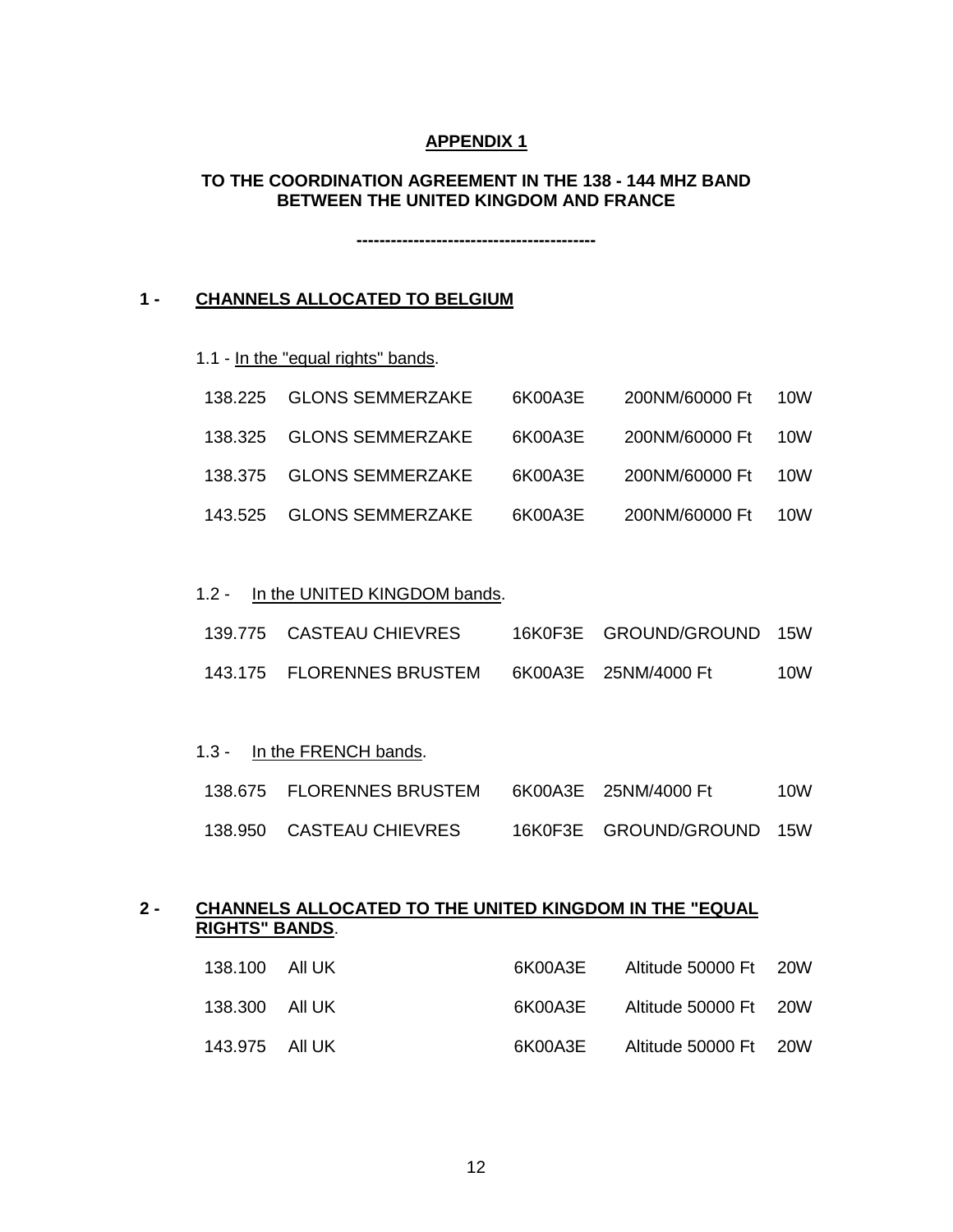**APPENDIX 1**

**TO THE COORDINATION AGREEMENT IN THE 138 - 144 MHZ BAND BETWEEN THE UNITED KINGDOM AND FRANCE**

------------------------------------------

## 1 - CHANNELS ALLOCATED TO BELGIUM

1.1 - In the "equal rights" bands.

| | | | | |
|---|---|---|---|---|
| 138.225 | GLONS SEMMERZAKE | 6K00A3E | 200NM/60000 Ft | 10W |
| 138.325 | GLONS SEMMERZAKE | 6K00A3E | 200NM/60000 Ft | 10W |
| 138.375 | GLONS SEMMERZAKE | 6K00A3E | 200NM/60000 Ft | 10W |
| 143.525 | GLONS SEMMERZAKE | 6K00A3E | 200NM/60000 Ft | 10W |

1.2 - In the UNITED KINGDOM bands.

| | | | | |
|---|---|---|---|---|
| 139.775 | CASTEAU CHIEVRES | 16K0F3E | GROUND/GROUND | 15W |
| 143.175 | FLORENNES BRUSTEM | 6K00A3E | 25NM/4000 Ft | 10W |

1.3 - In the FRENCH bands.

| | | | | |
|---|---|---|---|---|
| 138.675 | FLORENNES BRUSTEM | 6K00A3E | 25NM/4000 Ft | 10W |
| 138.950 | CASTEAU CHIEVRES | 16K0F3E | GROUND/GROUND | 15W |

## 2 - CHANNELS ALLOCATED TO THE UNITED KINGDOM IN THE "EQUAL RIGHTS" BANDS.

| | | | | |
|---|---|---|---|---|
| 138.100 | All UK | 6K00A3E | Altitude 50000 Ft | 20W |
| 138.300 | All UK | 6K00A3E | Altitude 50000 Ft | 20W |
| 143.975 | All UK | 6K00A3E | Altitude 50000 Ft | 20W |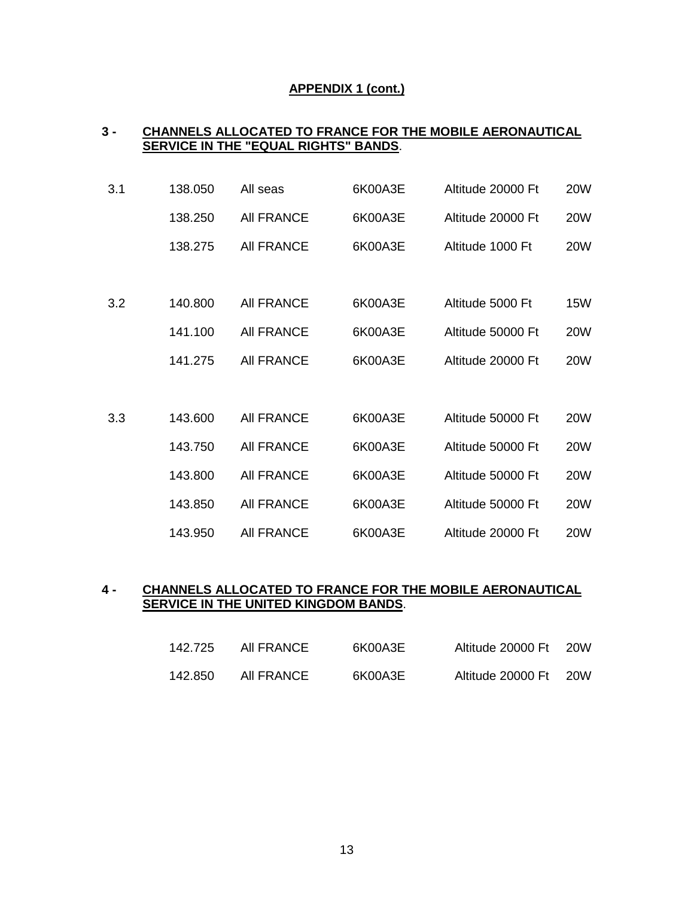**APPENDIX 1 (cont.)**

**3 - CHANNELS ALLOCATED TO FRANCE FOR THE MOBILE AERONAUTICAL SERVICE IN THE "EQUAL RIGHTS" BANDS**.

| | | | | | |
|---|---|---|---|---|---|
| 3.1 | 138.050 | All seas | 6K00A3E | Altitude 20000 Ft | 20W |
| | 138.250 | All FRANCE | 6K00A3E | Altitude 20000 Ft | 20W |
| | 138.275 | All FRANCE | 6K00A3E | Altitude 1000 Ft | 20W |
| 3.2 | 140.800 | All FRANCE | 6K00A3E | Altitude 5000 Ft | 15W |
| | 141.100 | All FRANCE | 6K00A3E | Altitude 50000 Ft | 20W |
| | 141.275 | All FRANCE | 6K00A3E | Altitude 20000 Ft | 20W |
| 3.3 | 143.600 | All FRANCE | 6K00A3E | Altitude 50000 Ft | 20W |
| | 143.750 | All FRANCE | 6K00A3E | Altitude 50000 Ft | 20W |
| | 143.800 | All FRANCE | 6K00A3E | Altitude 50000 Ft | 20W |
| | 143.850 | All FRANCE | 6K00A3E | Altitude 50000 Ft | 20W |
| | 143.950 | All FRANCE | 6K00A3E | Altitude 20000 Ft | 20W |

**4 - CHANNELS ALLOCATED TO FRANCE FOR THE MOBILE AERONAUTICAL SERVICE IN THE UNITED KINGDOM BANDS**.

| | | | | |
|---|---|---|---|---|
| 142.725 | All FRANCE | 6K00A3E | Altitude 20000 Ft | 20W |
| 142.850 | All FRANCE | 6K00A3E | Altitude 20000 Ft | 20W |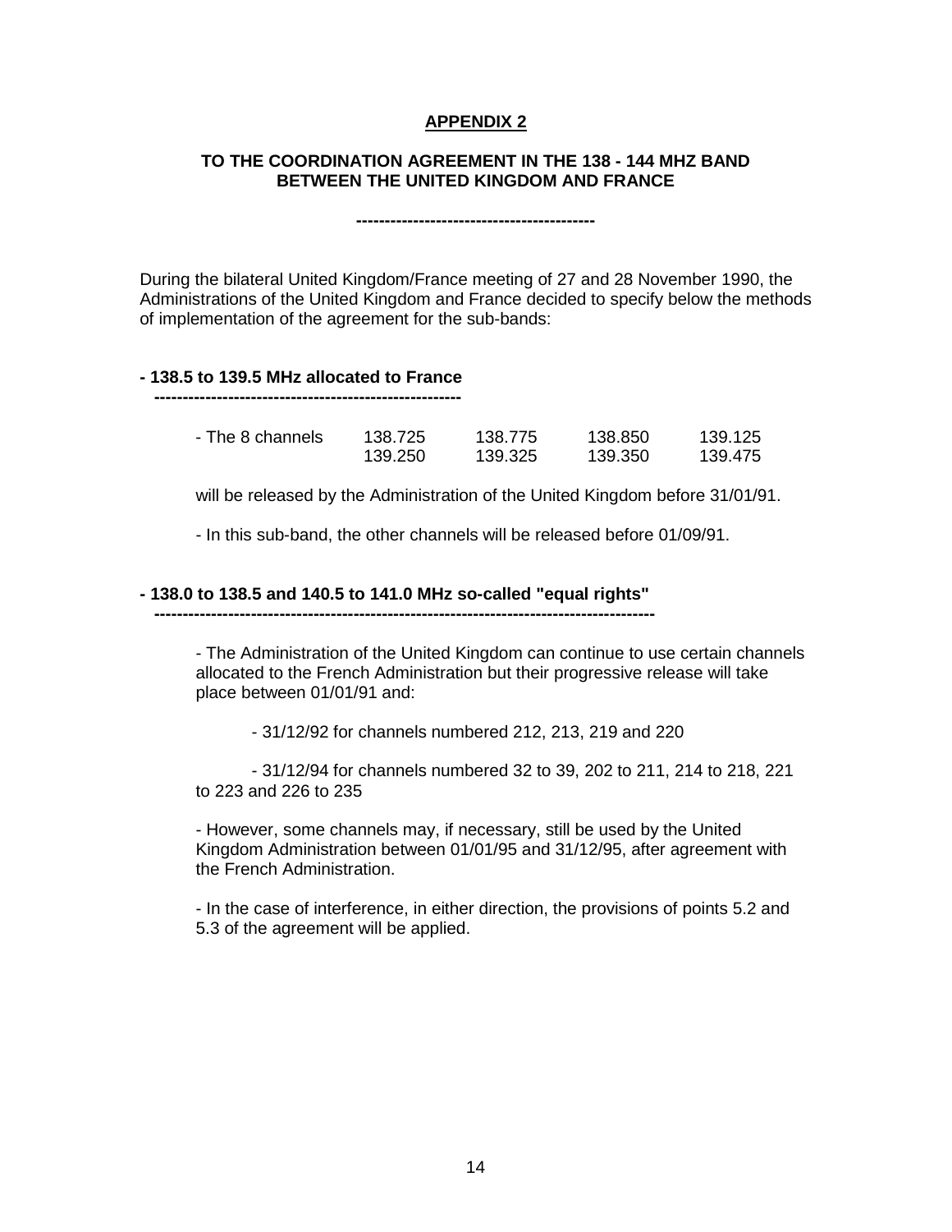## APPENDIX 2

### TO THE COORDINATION AGREEMENT IN THE 138 - 144 MHZ BAND BETWEEN THE UNITED KINGDOM AND FRANCE

-----------------------------------------

During the bilateral United Kingdom/France meeting of 27 and 28 November 1990, the Administrations of the United Kingdom and France decided to specify below the methods of implementation of the agreement for the sub-bands:

**- 138.5 to 139.5 MHz allocated to France**

| | | | | |
|---|---|---|---|---|
| - The 8 channels | 138.725 | 138.775 | 138.850 | 139.125 |
| | 139.250 | 139.325 | 139.350 | 139.475 |

will be released by the Administration of the United Kingdom before 31/01/91.

- In this sub-band, the other channels will be released before 01/09/91.

**- 138.0 to 138.5 and 140.5 to 141.0 MHz so-called "equal rights"**

- The Administration of the United Kingdom can continue to use certain channels allocated to the French Administration but their progressive release will take place between 01/01/91 and:

  - 31/12/92 for channels numbered 212, 213, 219 and 220

  - 31/12/94 for channels numbered 32 to 39, 202 to 211, 214 to 218, 221 to 223 and 226 to 235

- However, some channels may, if necessary, still be used by the United Kingdom Administration between 01/01/95 and 31/12/95, after agreement with the French Administration.

- In the case of interference, in either direction, the provisions of points 5.2 and 5.3 of the agreement will be applied.